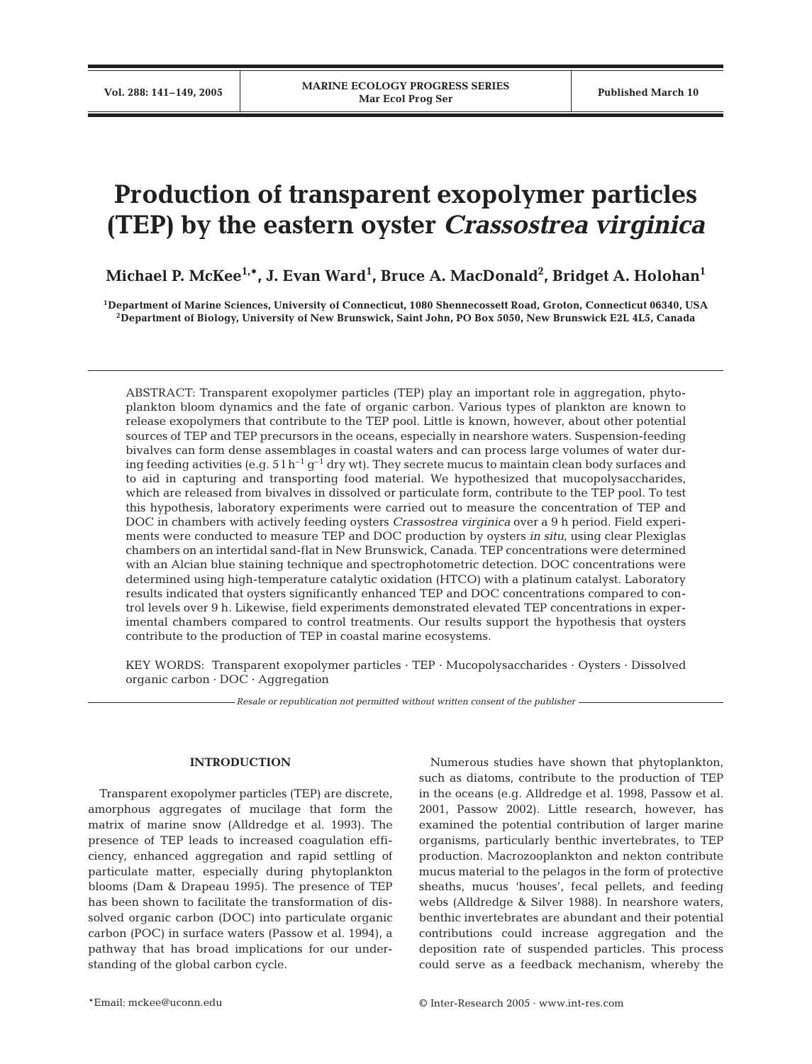# Production of transparent exopolymer particles (TEP) by the eastern oyster *Crassostrea virginica*

**Michael P. McKee[1,*], J. Evan Ward[1], Bruce A. MacDonald[2], Bridget A. Holohan[1]**

[1]Department of Marine Sciences, University of Connecticut, 1080 Shennecossett Road, Groton, Connecticut 06340, USA
[2]Department of Biology, University of New Brunswick, Saint John, PO Box 5050, New Brunswick E2L 4L5, Canada

ABSTRACT: Transparent exopolymer particles (TEP) play an important role in aggregation, phytoplankton bloom dynamics and the fate of organic carbon. Various types of plankton are known to release exopolymers that contribute to the TEP pool. Little is known, however, about other potential sources of TEP and TEP precursors in the oceans, especially in nearshore waters. Suspension-feeding bivalves can form dense assemblages in coastal waters and can process large volumes of water during feeding activities (e.g. 5 l $h^{-1}$ $g^{-1}$ dry wt). They secrete mucus to maintain clean body surfaces and to aid in capturing and transporting food material. We hypothesized that mucopolysaccharides, which are released from bivalves in dissolved or particulate form, contribute to the TEP pool. To test this hypothesis, laboratory experiments were carried out to measure the concentration of TEP and DOC in chambers with actively feeding oysters *Crassostrea virginica* over a 9 h period. Field experiments were conducted to measure TEP and DOC production by oysters *in situ*, using clear Plexiglas chambers on an intertidal sand-flat in New Brunswick, Canada. TEP concentrations were determined with an Alcian blue staining technique and spectrophotometric detection. DOC concentrations were determined using high-temperature catalytic oxidation (HTCO) with a platinum catalyst. Laboratory results indicated that oysters significantly enhanced TEP and DOC concentrations compared to control levels over 9 h. Likewise, field experiments demonstrated elevated TEP concentrations in experimental chambers compared to control treatments. Our results support the hypothesis that oysters contribute to the production of TEP in coastal marine ecosystems.

KEY WORDS: Transparent exopolymer particles · TEP · Mucopolysaccharides · Oysters · Dissolved organic carbon · DOC · Aggregation

*Resale or republication not permitted without written consent of the publisher*

## INTRODUCTION

Transparent exopolymer particles (TEP) are discrete, amorphous aggregates of mucilage that form the matrix of marine snow (Alldredge et al. 1993). The presence of TEP leads to increased coagulation efficiency, enhanced aggregation and rapid settling of particulate matter, especially during phytoplankton blooms (Dam & Drapeau 1995). The presence of TEP has been shown to facilitate the transformation of dissolved organic carbon (DOC) into particulate organic carbon (POC) in surface waters (Passow et al. 1994), a pathway that has broad implications for our understanding of the global carbon cycle.

Numerous studies have shown that phytoplankton, such as diatoms, contribute to the production of TEP in the oceans (e.g. Alldredge et al. 1998, Passow et al. 2001, Passow 2002). Little research, however, has examined the potential contribution of larger marine organisms, particularly benthic invertebrates, to TEP production. Macrozooplankton and nekton contribute mucus material to the pelagos in the form of protective sheaths, mucus 'houses', fecal pellets, and feeding webs (Alldredge & Silver 1988). In nearshore waters, benthic invertebrates are abundant and their potential contributions could increase aggregation and the deposition rate of suspended particles. This process could serve as a feedback mechanism, whereby the

*Email: mckee@uconn.edu

© Inter-Research 2005 · www.int-res.com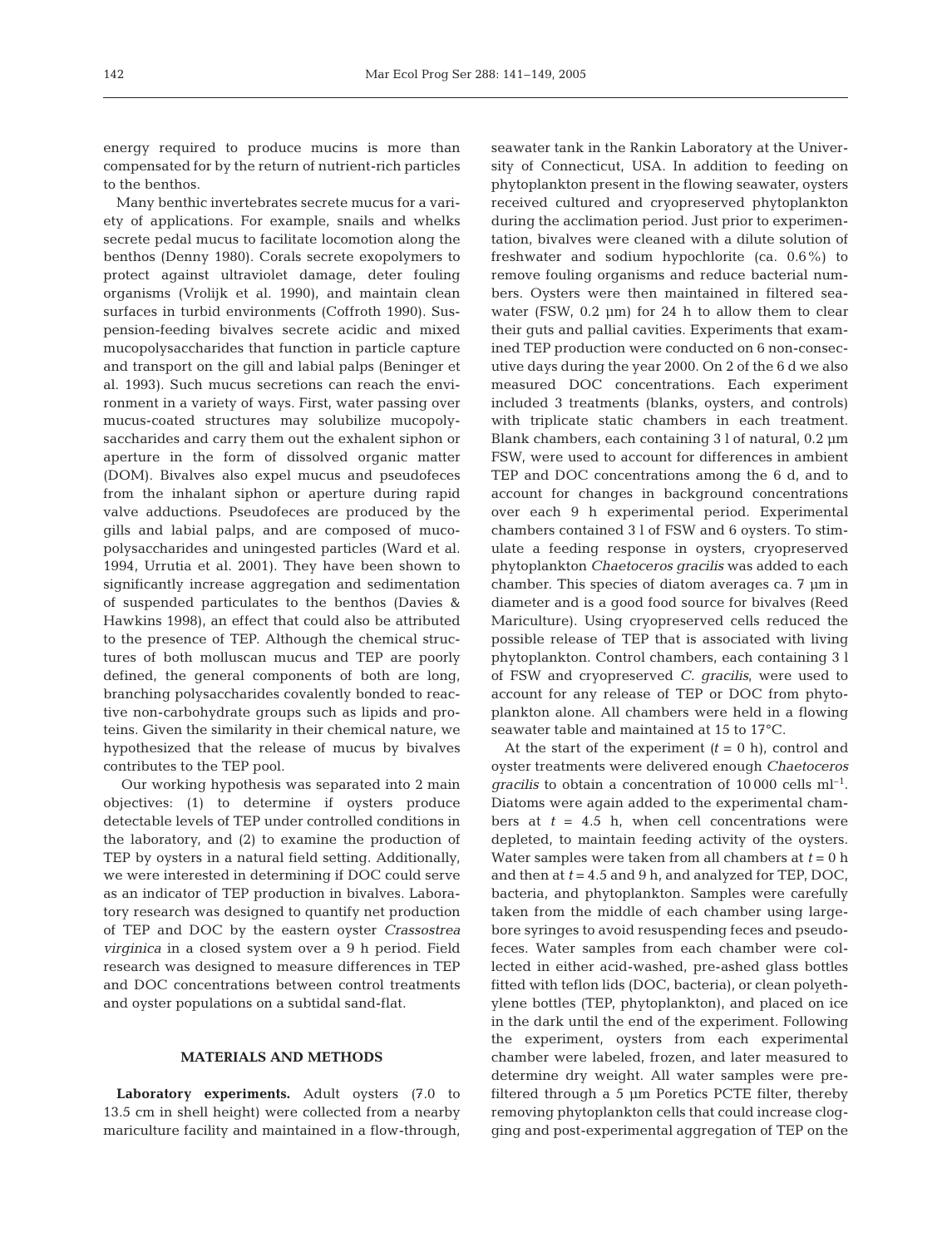energy required to produce mucins is more than compensated for by the return of nutrient-rich particles to the benthos.

Many benthic invertebrates secrete mucus for a variety of applications. For example, snails and whelks secrete pedal mucus to facilitate locomotion along the benthos (Denny 1980). Corals secrete exopolymers to protect against ultraviolet damage, deter fouling organisms (Vrolijk et al. 1990), and maintain clean surfaces in turbid environments (Coffroth 1990). Suspension-feeding bivalves secrete acidic and mixed mucopolysaccharides that function in particle capture and transport on the gill and labial palps (Beninger et al. 1993). Such mucus secretions can reach the environment in a variety of ways. First, water passing over mucus-coated structures may solubilize mucopolysaccharides and carry them out the exhalent siphon or aperture in the form of dissolved organic matter (DOM). Bivalves also expel mucus and pseudofeces from the inhalant siphon or aperture during rapid valve adductions. Pseudofeces are produced by the gills and labial palps, and are composed of mucopolysaccharides and uningested particles (Ward et al. 1994, Urrutia et al. 2001). They have been shown to significantly increase aggregation and sedimentation of suspended particulates to the benthos (Davies & Hawkins 1998), an effect that could also be attributed to the presence of TEP. Although the chemical structures of both molluscan mucus and TEP are poorly defined, the general components of both are long, branching polysaccharides covalently bonded to reactive non-carbohydrate groups such as lipids and proteins. Given the similarity in their chemical nature, we hypothesized that the release of mucus by bivalves contributes to the TEP pool.

Our working hypothesis was separated into 2 main objectives: (1) to determine if oysters produce detectable levels of TEP under controlled conditions in the laboratory, and (2) to examine the production of TEP by oysters in a natural field setting. Additionally, we were interested in determining if DOC could serve as an indicator of TEP production in bivalves. Laboratory research was designed to quantify net production of TEP and DOC by the eastern oyster *Crassostrea virginica* in a closed system over a 9 h period. Field research was designed to measure differences in TEP and DOC concentrations between control treatments and oyster populations on a subtidal sand-flat.

## MATERIALS AND METHODS

**Laboratory experiments.** Adult oysters (7.0 to 13.5 cm in shell height) were collected from a nearby mariculture facility and maintained in a flow-through, seawater tank in the Rankin Laboratory at the University of Connecticut, USA. In addition to feeding on phytoplankton present in the flowing seawater, oysters received cultured and cryopreserved phytoplankton during the acclimation period. Just prior to experimentation, bivalves were cleaned with a dilute solution of freshwater and sodium hypochlorite (ca. 0.6%) to remove fouling organisms and reduce bacterial numbers. Oysters were then maintained in filtered seawater (FSW, 0.2 µm) for 24 h to allow them to clear their guts and pallial cavities. Experiments that examined TEP production were conducted on 6 non-consecutive days during the year 2000. On 2 of the 6 d we also measured DOC concentrations. Each experiment included 3 treatments (blanks, oysters, and controls) with triplicate static chambers in each treatment. Blank chambers, each containing 3 l of natural, 0.2 µm FSW, were used to account for differences in ambient TEP and DOC concentrations among the 6 d, and to account for changes in background concentrations over each 9 h experimental period. Experimental chambers contained 3 l of FSW and 6 oysters. To stimulate a feeding response in oysters, cryopreserved phytoplankton *Chaetoceros gracilis* was added to each chamber. This species of diatom averages ca. 7 µm in diameter and is a good food source for bivalves (Reed Mariculture). Using cryopreserved cells reduced the possible release of TEP that is associated with living phytoplankton. Control chambers, each containing 3 l of FSW and cryopreserved *C. gracilis*, were used to account for any release of TEP or DOC from phytoplankton alone. All chambers were held in a flowing seawater table and maintained at 15 to 17°C.

At the start of the experiment ($t = 0$ h), control and oyster treatments were delivered enough *Chaetoceros gracilis* to obtain a concentration of 10 000 cells $ml^{-1}$. Diatoms were again added to the experimental chambers at $t = 4.5$ h, when cell concentrations were depleted, to maintain feeding activity of the oysters. Water samples were taken from all chambers at $t = 0$ h and then at $t = 4.5$ and 9 h, and analyzed for TEP, DOC, bacteria, and phytoplankton. Samples were carefully taken from the middle of each chamber using large-bore syringes to avoid resuspending feces and pseudofeces. Water samples from each chamber were collected in either acid-washed, pre-ashed glass bottles fitted with teflon lids (DOC, bacteria), or clean polyethylene bottles (TEP, phytoplankton), and placed on ice in the dark until the end of the experiment. Following the experiment, oysters from each experimental chamber were labeled, frozen, and later measured to determine dry weight. All water samples were prefiltered through a 5 µm Poretics PCTE filter, thereby removing phytoplankton cells that could increase clogging and post-experimental aggregation of TEP on the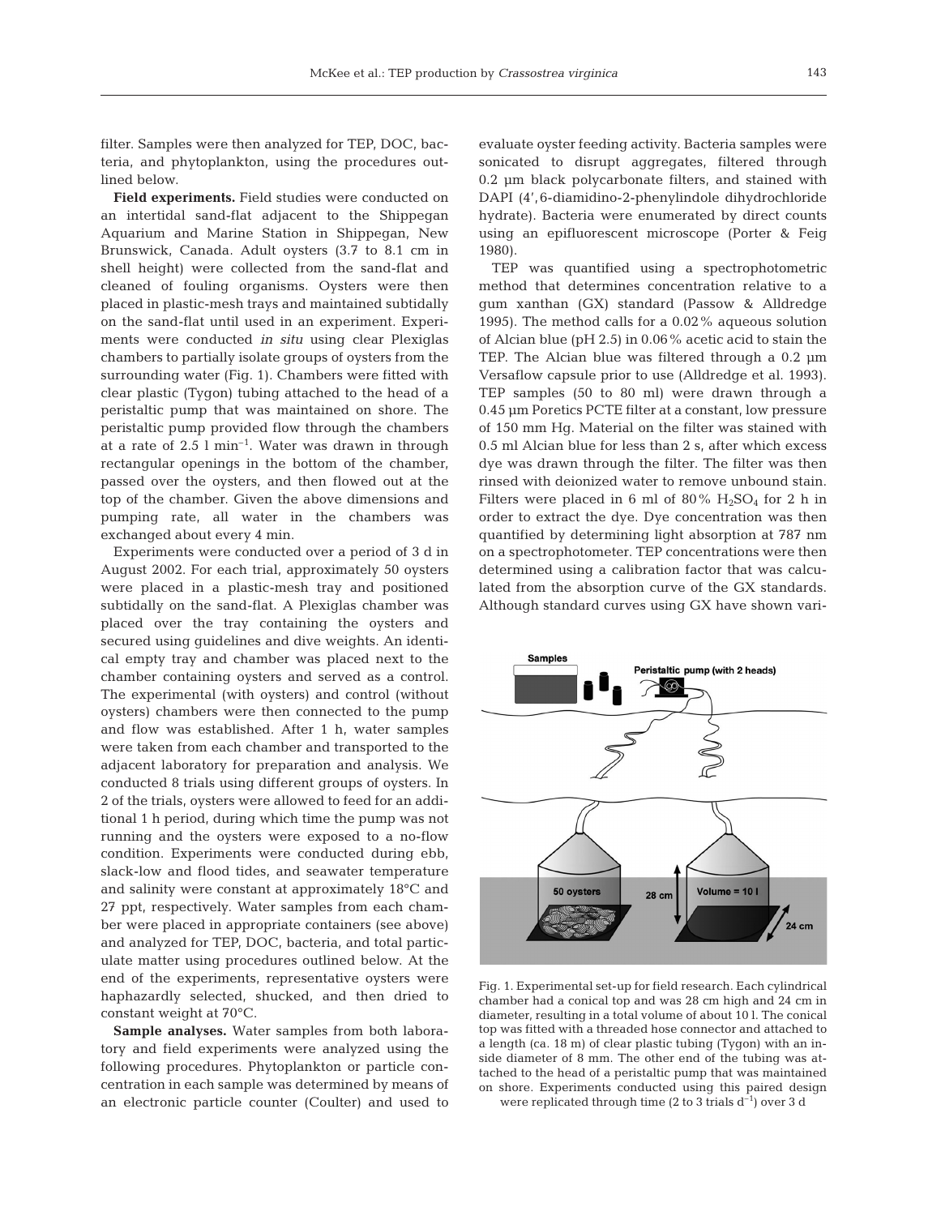filter. Samples were then analyzed for TEP, DOC, bacteria, and phytoplankton, using the procedures outlined below.

**Field experiments.** Field studies were conducted on an intertidal sand-flat adjacent to the Shippegan Aquarium and Marine Station in Shippegan, New Brunswick, Canada. Adult oysters (3.7 to 8.1 cm in shell height) were collected from the sand-flat and cleaned of fouling organisms. Oysters were then placed in plastic-mesh trays and maintained subtidally on the sand-flat until used in an experiment. Experiments were conducted *in situ* using clear Plexiglas chambers to partially isolate groups of oysters from the surrounding water (Fig. 1). Chambers were fitted with clear plastic (Tygon) tubing attached to the head of a peristaltic pump that was maintained on shore. The peristaltic pump provided flow through the chambers at a rate of 2.5 l $min^{-1}$. Water was drawn in through rectangular openings in the bottom of the chamber, passed over the oysters, and then flowed out at the top of the chamber. Given the above dimensions and pumping rate, all water in the chambers was exchanged about every 4 min.

Experiments were conducted over a period of 3 d in August 2002. For each trial, approximately 50 oysters were placed in a plastic-mesh tray and positioned subtidally on the sand-flat. A Plexiglas chamber was placed over the tray containing the oysters and secured using guidelines and dive weights. An identical empty tray and chamber was placed next to the chamber containing oysters and served as a control. The experimental (with oysters) and control (without oysters) chambers were then connected to the pump and flow was established. After 1 h, water samples were taken from each chamber and transported to the adjacent laboratory for preparation and analysis. We conducted 8 trials using different groups of oysters. In 2 of the trials, oysters were allowed to feed for an additional 1 h period, during which time the pump was not running and the oysters were exposed to a no-flow condition. Experiments were conducted during ebb, slack-low and flood tides, and seawater temperature and salinity were constant at approximately 18°C and 27 ppt, respectively. Water samples from each chamber were placed in appropriate containers (see above) and analyzed for TEP, DOC, bacteria, and total particulate matter using procedures outlined below. At the end of the experiments, representative oysters were haphazardly selected, shucked, and then dried to constant weight at 70°C.

**Sample analyses.** Water samples from both laboratory and field experiments were analyzed using the following procedures. Phytoplankton or particle concentration in each sample was determined by means of an electronic particle counter (Coulter) and used to evaluate oyster feeding activity. Bacteria samples were sonicated to disrupt aggregates, filtered through 0.2 µm black polycarbonate filters, and stained with DAPI (4′,6-diamidino-2-phenylindole dihydrochloride hydrate). Bacteria were enumerated by direct counts using an epifluorescent microscope (Porter & Feig 1980).

TEP was quantified using a spectrophotometric method that determines concentration relative to a gum xanthan (GX) standard (Passow & Alldredge 1995). The method calls for a 0.02% aqueous solution of Alcian blue (pH 2.5) in 0.06% acetic acid to stain the TEP. The Alcian blue was filtered through a 0.2 µm Versaflow capsule prior to use (Alldredge et al. 1993). TEP samples (50 to 80 ml) were drawn through a 0.45 µm Poretics PCTE filter at a constant, low pressure of 150 mm Hg. Material on the filter was stained with 0.5 ml Alcian blue for less than 2 s, after which excess dye was drawn through the filter. The filter was then rinsed with deionized water to remove unbound stain. Filters were placed in 6 ml of 80% $H_2SO_4$ for 2 h in order to extract the dye. Dye concentration was then quantified by determining light absorption at 787 nm on a spectrophotometer. TEP concentrations were then determined using a calibration factor that was calculated from the absorption curve of the GX standards. Although standard curves using GX have shown vari-

Fig. 1. Experimental set-up for field research. Each cylindrical chamber had a conical top and was 28 cm high and 24 cm in diameter, resulting in a total volume of about 10 l. The conical top was fitted with a threaded hose connector and attached to a length (ca. 18 m) of clear plastic tubing (Tygon) with an inside diameter of 8 mm. The other end of the tubing was attached to the head of a peristaltic pump that was maintained on shore. Experiments conducted using this paired design were replicated through time (2 to 3 trials $d^{-1}$) over 3 d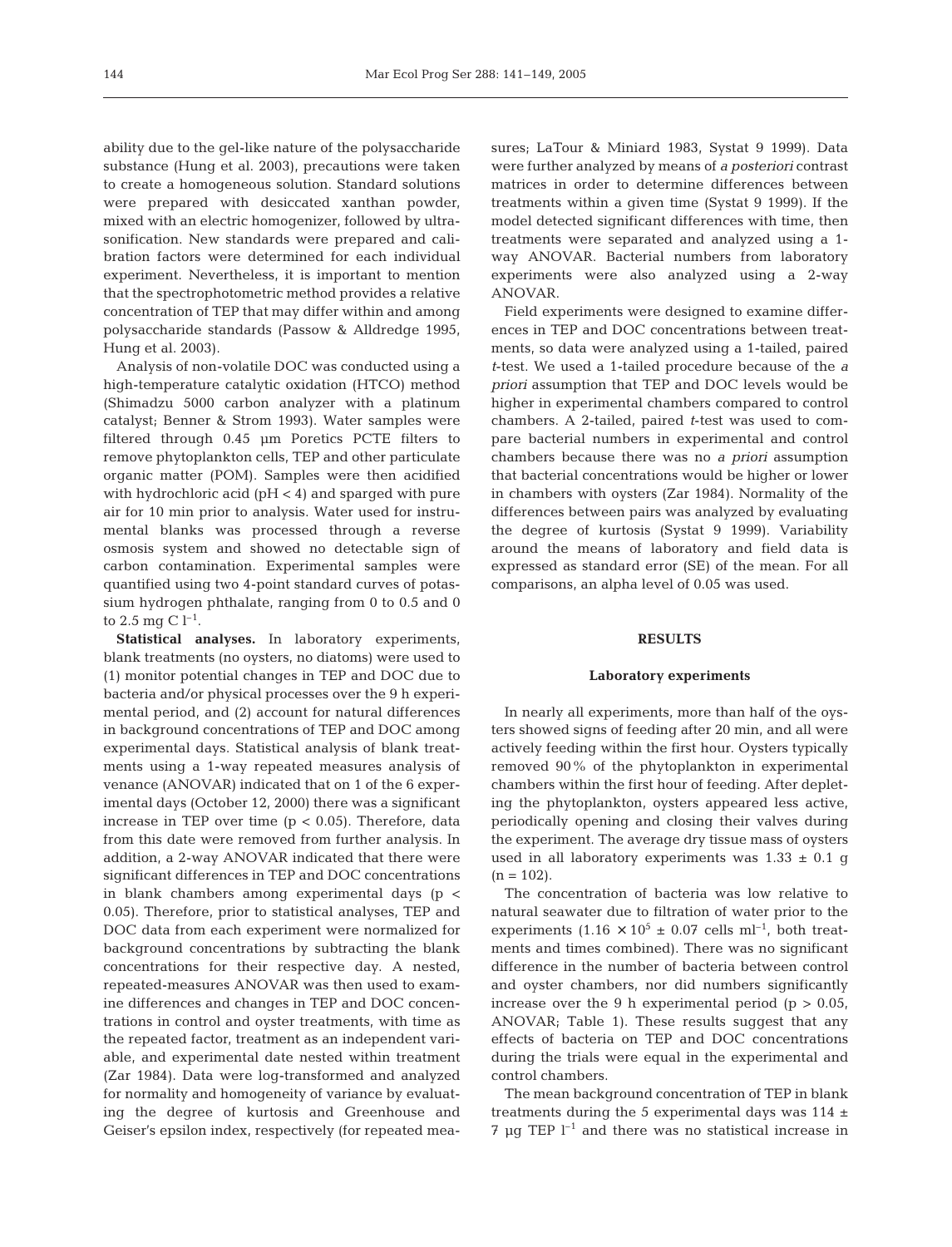ability due to the gel-like nature of the polysaccharide substance (Hung et al. 2003), precautions were taken to create a homogeneous solution. Standard solutions were prepared with desiccated xanthan powder, mixed with an electric homogenizer, followed by ultrasonification. New standards were prepared and calibration factors were determined for each individual experiment. Nevertheless, it is important to mention that the spectrophotometric method provides a relative concentration of TEP that may differ within and among polysaccharide standards (Passow & Alldredge 1995, Hung et al. 2003).

Analysis of non-volatile DOC was conducted using a high-temperature catalytic oxidation (HTCO) method (Shimadzu 5000 carbon analyzer with a platinum catalyst; Benner & Strom 1993). Water samples were filtered through 0.45 µm Poretics PCTE filters to remove phytoplankton cells, TEP and other particulate organic matter (POM). Samples were then acidified with hydrochloric acid (pH < 4) and sparged with pure air for 10 min prior to analysis. Water used for instrumental blanks was processed through a reverse osmosis system and showed no detectable sign of carbon contamination. Experimental samples were quantified using two 4-point standard curves of potassium hydrogen phthalate, ranging from 0 to 0.5 and 0 to 2.5 mg C $l^{-1}$.

**Statistical analyses.** In laboratory experiments, blank treatments (no oysters, no diatoms) were used to (1) monitor potential changes in TEP and DOC due to bacteria and/or physical processes over the 9 h experimental period, and (2) account for natural differences in background concentrations of TEP and DOC among experimental days. Statistical analysis of blank treatments using a 1-way repeated measures analysis of venance (ANOVAR) indicated that on 1 of the 6 experimental days (October 12, 2000) there was a significant increase in TEP over time ($p < 0.05$). Therefore, data from this date were removed from further analysis. In addition, a 2-way ANOVAR indicated that there were significant differences in TEP and DOC concentrations in blank chambers among experimental days ($p < 0.05$). Therefore, prior to statistical analyses, TEP and DOC data from each experiment were normalized for background concentrations by subtracting the blank concentrations for their respective day. A nested, repeated-measures ANOVAR was then used to examine differences and changes in TEP and DOC concentrations in control and oyster treatments, with time as the repeated factor, treatment as an independent variable, and experimental date nested within treatment (Zar 1984). Data were log-transformed and analyzed for normality and homogeneity of variance by evaluating the degree of kurtosis and Greenhouse and Geiser's epsilon index, respectively (for repeated measures; LaTour & Miniard 1983, Systat 9 1999). Data were further analyzed by means of *a posteriori* contrast matrices in order to determine differences between treatments within a given time (Systat 9 1999). If the model detected significant differences with time, then treatments were separated and analyzed using a 1-way ANOVAR. Bacterial numbers from laboratory experiments were also analyzed using a 2-way ANOVAR.

Field experiments were designed to examine differences in TEP and DOC concentrations between treatments, so data were analyzed using a 1-tailed, paired *t*-test. We used a 1-tailed procedure because of the *a priori* assumption that TEP and DOC levels would be higher in experimental chambers compared to control chambers. A 2-tailed, paired *t*-test was used to compare bacterial numbers in experimental and control chambers because there was no *a priori* assumption that bacterial concentrations would be higher or lower in chambers with oysters (Zar 1984). Normality of the differences between pairs was analyzed by evaluating the degree of kurtosis (Systat 9 1999). Variability around the means of laboratory and field data is expressed as standard error (SE) of the mean. For all comparisons, an alpha level of 0.05 was used.

## RESULTS

### Laboratory experiments

In nearly all experiments, more than half of the oysters showed signs of feeding after 20 min, and all were actively feeding within the first hour. Oysters typically removed 90% of the phytoplankton in experimental chambers within the first hour of feeding. After depleting the phytoplankton, oysters appeared less active, periodically opening and closing their valves during the experiment. The average dry tissue mass of oysters used in all laboratory experiments was 1.33 ± 0.1 g (n = 102).

The concentration of bacteria was low relative to natural seawater due to filtration of water prior to the experiments ($1.16 \times 10^5 \pm 0.07$ cells $ml^{-1}$, both treatments and times combined). There was no significant difference in the number of bacteria between control and oyster chambers, nor did numbers significantly increase over the 9 h experimental period ($p > 0.05$, ANOVAR; Table 1). These results suggest that any effects of bacteria on TEP and DOC concentrations during the trials were equal in the experimental and control chambers.

The mean background concentration of TEP in blank treatments during the 5 experimental days was 114 ± 7 µg TEP $l^{-1}$ and there was no statistical increase in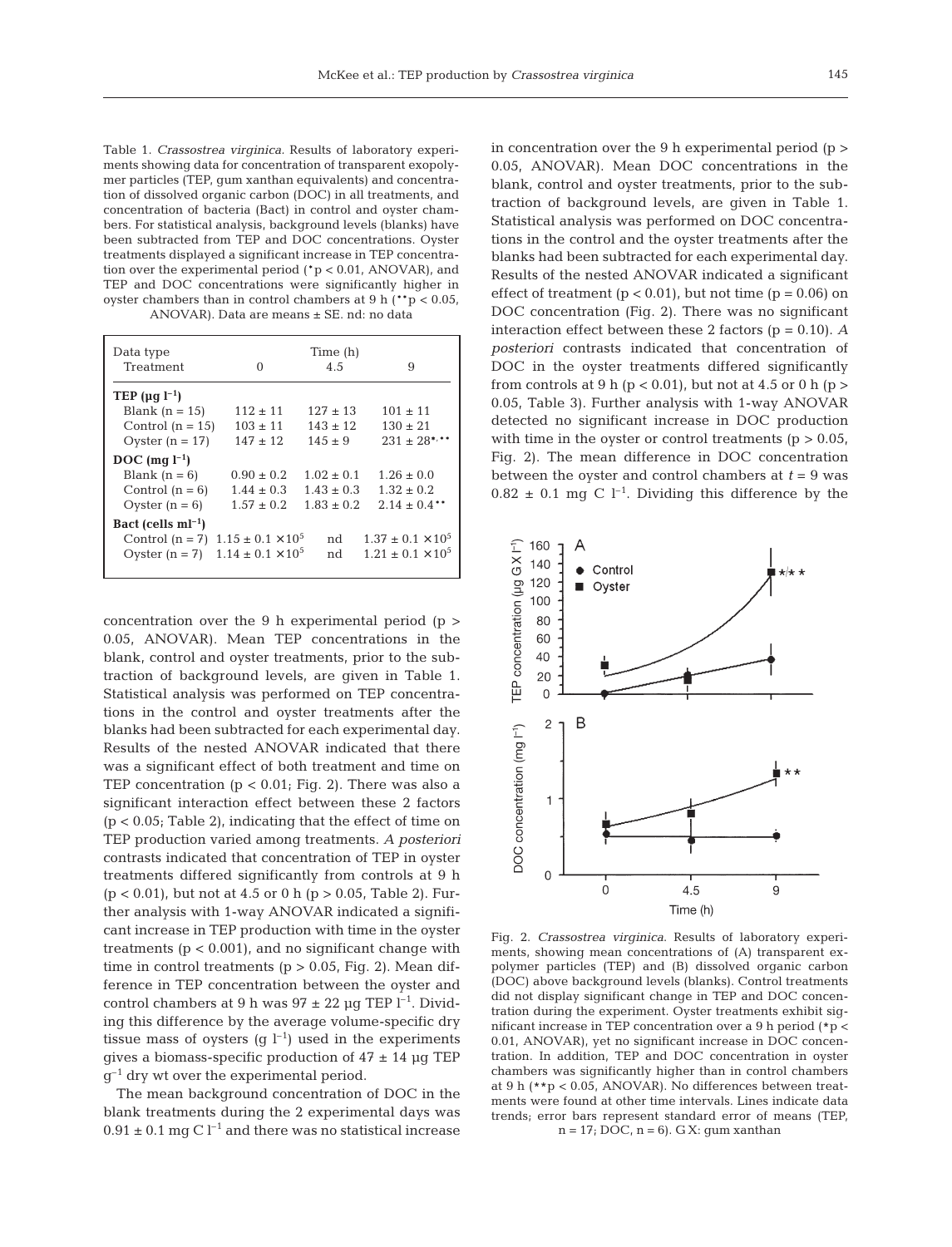Table 1. *Crassostrea virginica*. Results of laboratory experiments showing data for concentration of transparent exopolymer particles (TEP, gum xanthan equivalents) and concentration of dissolved organic carbon (DOC) in all treatments, and concentration of bacteria (Bact) in control and oyster chambers. For statistical analysis, background levels (blanks) have been subtracted from TEP and DOC concentrations. Oyster treatments displayed a significant increase in TEP concentration over the experimental period (\*p < 0.01, ANOVAR), and TEP and DOC concentrations were significantly higher in oyster chambers than in control chambers at 9 h (\*\*p < 0.05, ANOVAR). Data are means ± SE. nd: no data

| Data type / Treatment | Time (h) 0 | 4.5 | 9 |
|---|---|---|---|
| **TEP ($\mu g\ l^{-1}$)** | | | |
| Blank (n = 15) | 112 ± 11 | 127 ± 13 | 101 ± 11 |
| Control (n = 15) | 103 ± 11 | 143 ± 12 | 130 ± 21 |
| Oyster (n = 17) | 147 ± 12 | 145 ± 9 | 231 ± 28\*,\*\* |
| **DOC ($mg\ l^{-1}$)** | | | |
| Blank (n = 6) | 0.90 ± 0.2 | 1.02 ± 0.1 | 1.26 ± 0.0 |
| Control (n = 6) | 1.44 ± 0.3 | 1.43 ± 0.3 | 1.32 ± 0.2 |
| Oyster (n = 6) | 1.57 ± 0.2 | 1.83 ± 0.2 | 2.14 ± 0.4\*\* |
| **Bact (cells $ml^{-1}$)** | | | |
| Control (n = 7) | $1.15 \pm 0.1 \times 10^5$ | nd | $1.37 \pm 0.1 \times 10^5$ |
| Oyster (n = 7) | $1.14 \pm 0.1 \times 10^5$ | nd | $1.21 \pm 0.1 \times 10^5$ |

concentration over the 9 h experimental period (p > 0.05, ANOVAR). Mean TEP concentrations in the blank, control and oyster treatments, prior to the subtraction of background levels, are given in Table 1. Statistical analysis was performed on TEP concentrations in the control and oyster treatments after the blanks had been subtracted for each experimental day. Results of the nested ANOVAR indicated that there was a significant effect of both treatment and time on TEP concentration (p < 0.01; Fig. 2). There was also a significant interaction effect between these 2 factors (p < 0.05; Table 2), indicating that the effect of time on TEP production varied among treatments. *A posteriori* contrasts indicated that concentration of TEP in oyster treatments differed significantly from controls at 9 h (p < 0.01), but not at 4.5 or 0 h (p > 0.05, Table 2). Further analysis with 1-way ANOVAR indicated a significant increase in TEP production with time in the oyster treatments (p < 0.001), and no significant change with time in control treatments (p > 0.05, Fig. 2). Mean difference in TEP concentration between the oyster and control chambers at 9 h was 97 ± 22 µg TEP $l^{-1}$. Dividing this difference by the average volume-specific dry tissue mass of oysters (g $l^{-1}$) used in the experiments gives a biomass-specific production of 47 ± 14 µg TEP $g^{-1}$ dry wt over the experimental period.

The mean background concentration of DOC in the blank treatments during the 2 experimental days was 0.91 ± 0.1 mg C $l^{-1}$ and there was no statistical increase in concentration over the 9 h experimental period (p > 0.05, ANOVAR). Mean DOC concentrations in the blank, control and oyster treatments, prior to the subtraction of background levels, are given in Table 1. Statistical analysis was performed on DOC concentrations in the control and the oyster treatments after the blanks had been subtracted for each experimental day. Results of the nested ANOVAR indicated a significant effect of treatment (p < 0.01), but not time (p = 0.06) on DOC concentration (Fig. 2). There was no significant interaction effect between these 2 factors (p = 0.10). *A posteriori* contrasts indicated that concentration of DOC in the oyster treatments differed significantly from controls at 9 h (p < 0.01), but not at 4.5 or 0 h (p > 0.05, Table 3). Further analysis with 1-way ANOVAR detected no significant increase in DOC production with time in the oyster or control treatments (p > 0.05, Fig. 2). The mean difference in DOC concentration between the oyster and control chambers at $t$ = 9 was 0.82 ± 0.1 mg C $l^{-1}$. Dividing this difference by the

Fig. 2. *Crassostrea virginica*. Results of laboratory experiments, showing mean concentrations of (A) transparent exopolymer particles (TEP) and (B) dissolved organic carbon (DOC) above background levels (blanks). Control treatments did not display significant change in TEP and DOC concentration during the experiment. Oyster treatments exhibit significant increase in TEP concentration over a 9 h period (\*p < 0.01, ANOVAR), yet no significant increase in DOC concentration. In addition, TEP and DOC concentration in oyster chambers was significantly higher than in control chambers at 9 h (\*\*p < 0.05, ANOVAR). No differences between treatments were found at other time intervals. Lines indicate data trends; error bars represent standard error of means (TEP, n = 17; DOC, n = 6). GX: gum xanthan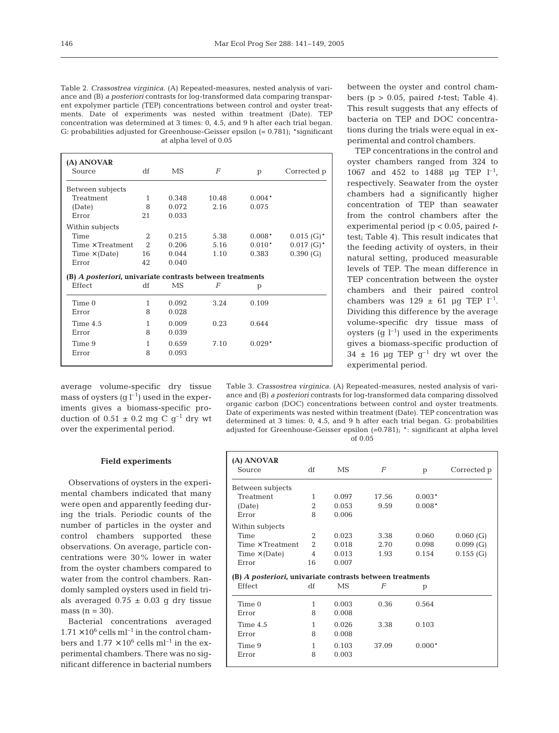Table 2. *Crassostrea virginica*. (A) Repeated-measures, nested analysis of variance and (B) *a posteriori* contrasts for log-transformed data comparing transparent expolymer particle (TEP) concentrations between control and oyster treatments. Date of experiments was nested within treatment (Date). TEP concentration was determined at 3 times: 0, 4.5, and 9 h after each trial began. G: probabilities adjusted for Greenhouse-Geisser epsilon (= 0.781); *significant at alpha level of 0.05

| (A) ANOVAR Source | df | MS | *F* | p | Corrected p |
|---|---|---|---|---|---|
| Between subjects | | | | | |
| Treatment | 1 | 0.348 | 10.48 | 0.004* | |
| (Date) | 8 | 0.072 | 2.16 | 0.075 | |
| Error | 21 | 0.033 | | | |
| Within subjects | | | | | |
| Time | 2 | 0.215 | 5.38 | 0.008* | 0.015 (G)* |
| Time × Treatment | 2 | 0.206 | 5.16 | 0.010* | 0.017 (G)* |
| Time × (Date) | 16 | 0.044 | 1.10 | 0.383 | 0.390 (G) |
| Error | 42 | 0.040 | | | |
| **(B) *A posteriori*, univariate contrasts between treatments** | | | | | |
| Effect | df | MS | *F* | p | |
| Time 0 | 1 | 0.092 | 3.24 | 0.109 | |
| Error | 8 | 0.028 | | | |
| Time 4.5 | 1 | 0.009 | 0.23 | 0.644 | |
| Error | 8 | 0.039 | | | |
| Time 9 | 1 | 0.659 | 7.10 | 0.029* | |
| Error | 8 | 0.093 | | | |

average volume-specific dry tissue mass of oysters (g $l^{-1}$) used in the experiments gives a biomass-specific production of 0.51 ± 0.2 mg C $g^{-1}$ dry wt over the experimental period.

### Field experiments

Observations of oysters in the experimental chambers indicated that many were open and apparently feeding during the trials. Periodic counts of the number of particles in the oyster and control chambers supported these observations. On average, particle concentrations were 30% lower in water from the oyster chambers compared to water from the control chambers. Randomly sampled oysters used in field trials averaged 0.75 ± 0.03 g dry tissue mass (n = 30).

Bacterial concentrations averaged $1.71 \times 10^6$ cells $ml^{-1}$ in the control chambers and $1.77 \times 10^6$ cells $ml^{-1}$ in the experimental chambers. There was no significant difference in bacterial numbers between the oyster and control chambers (p > 0.05, paired *t*-test; Table 4). This result suggests that any effects of bacteria on TEP and DOC concentrations during the trials were equal in experimental and control chambers.

TEP concentrations in the control and oyster chambers ranged from 324 to 1067 and 452 to 1488 µg TEP $l^{-1}$, respectively. Seawater from the oyster chambers had a significantly higher concentration of TEP than seawater from the control chambers after the experimental period (p < 0.05, paired *t*-test; Table 4). This result indicates that the feeding activity of oysters, in their natural setting, produced measurable levels of TEP. The mean difference in TEP concentration between the oyster chambers and their paired control chambers was 129 ± 61 µg TEP $l^{-1}$. Dividing this difference by the average volume-specific dry tissue mass of oysters (g $l^{-1}$) used in the experiments gives a biomass-specific production of 34 ± 16 µg TEP $g^{-1}$ dry wt over the experimental period.

Table 3. *Crassostrea virginica*. (A) Repeated-measures, nested analysis of variance and (B) *a posteriori* contrasts for log-transformed data comparing dissolved organic carbon (DOC) concentrations between control and oyster treatments. Date of experiments was nested within treatment (Date). TEP concentration was determined at 3 times: 0, 4.5, and 9 h after each trial began. G: probabilities adjusted for Greenhouse-Geisser epsilon (=0.781); *: significant at alpha level of 0.05

| (A) ANOVAR Source | df | MS | *F* | p | Corrected p |
|---|---|---|---|---|---|
| Between subjects | | | | | |
| Treatment | 1 | 0.097 | 17.56 | 0.003* | |
| (Date) | 2 | 0.053 | 9.59 | 0.008* | |
| Error | 8 | 0.006 | | | |
| Within subjects | | | | | |
| Time | 2 | 0.023 | 3.38 | 0.060 | 0.060 (G) |
| Time × Treatment | 2 | 0.018 | 2.70 | 0.098 | 0.099 (G) |
| Time × (Date) | 4 | 0.013 | 1.93 | 0.154 | 0.155 (G) |
| Error | 16 | 0.007 | | | |
| **(B) *A posteriori*, univariate contrasts between treatments** | | | | | |
| Effect | df | MS | *F* | p | |
| Time 0 | 1 | 0.003 | 0.36 | 0.564 | |
| Error | 8 | 0.008 | | | |
| Time 4.5 | 1 | 0.026 | 3.38 | 0.103 | |
| Error | 8 | 0.008 | | | |
| Time 9 | 1 | 0.103 | 37.09 | 0.000* | |
| Error | 8 | 0.003 | | | |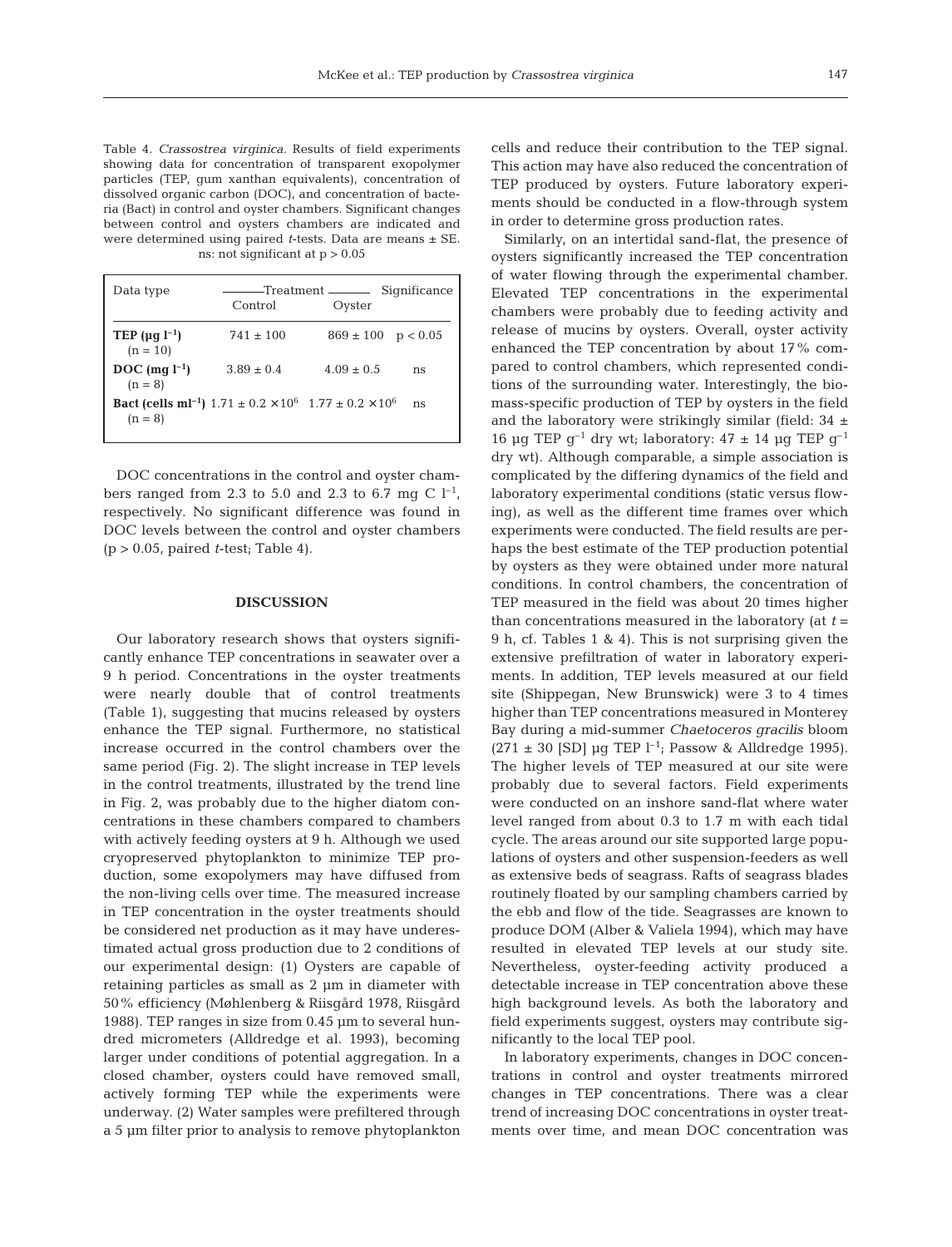Table 4. *Crassostrea virginica*. Results of field experiments showing data for concentration of transparent exopolymer particles (TEP, gum xanthan equivalents), concentration of dissolved organic carbon (DOC), and concentration of bacteria (Bact) in control and oyster chambers. Significant changes between control and oysters chambers are indicated and were determined using paired *t*-tests. Data are means ± SE. ns: not significant at $p > 0.05$

| Data type | Treatment | | Significance |
|---|---|---|---|
| | Control | Oyster | |
| **TEP (µg $l^{-1}$)** (n = 10) | 741 ± 100 | 869 ± 100 | $p < 0.05$ |
| **DOC (mg $l^{-1}$)** (n = 8) | 3.89 ± 0.4 | 4.09 ± 0.5 | ns |
| **Bact (cells $ml^{-1}$)** (n = 8) | $1.71 \pm 0.2 \times 10^6$ | $1.77 \pm 0.2 \times 10^6$ | ns |

DOC concentrations in the control and oyster chambers ranged from 2.3 to 5.0 and 2.3 to 6.7 mg C $l^{-1}$, respectively. No significant difference was found in DOC levels between the control and oyster chambers ($p > 0.05$, paired *t*-test; Table 4).

## DISCUSSION

Our laboratory research shows that oysters significantly enhance TEP concentrations in seawater over a 9 h period. Concentrations in the oyster treatments were nearly double that of control treatments (Table 1), suggesting that mucins released by oysters enhance the TEP signal. Furthermore, no statistical increase occurred in the control chambers over the same period (Fig. 2). The slight increase in TEP levels in the control treatments, illustrated by the trend line in Fig. 2, was probably due to the higher diatom concentrations in these chambers compared to chambers with actively feeding oysters at 9 h. Although we used cryopreserved phytoplankton to minimize TEP production, some exopolymers may have diffused from the non-living cells over time. The measured increase in TEP concentration in the oyster treatments should be considered net production as it may have underestimated actual gross production due to 2 conditions of our experimental design: (1) Oysters are capable of retaining particles as small as 2 µm in diameter with 50% efficiency (Møhlenberg & Riisgård 1978, Riisgård 1988). TEP ranges in size from 0.45 µm to several hundred micrometers (Alldredge et al. 1993), becoming larger under conditions of potential aggregation. In a closed chamber, oysters could have removed small, actively forming TEP while the experiments were underway. (2) Water samples were prefiltered through a 5 µm filter prior to analysis to remove phytoplankton cells and reduce their contribution to the TEP signal. This action may have also reduced the concentration of TEP produced by oysters. Future laboratory experiments should be conducted in a flow-through system in order to determine gross production rates.

Similarly, on an intertidal sand-flat, the presence of oysters significantly increased the TEP concentration of water flowing through the experimental chamber. Elevated TEP concentrations in the experimental chambers were probably due to feeding activity and release of mucins by oysters. Overall, oyster activity enhanced the TEP concentration by about 17% compared to control chambers, which represented conditions of the surrounding water. Interestingly, the biomass-specific production of TEP by oysters in the field and the laboratory were strikingly similar (field: 34 ± 16 µg TEP $g^{-1}$ dry wt; laboratory: 47 ± 14 µg TEP $g^{-1}$ dry wt). Although comparable, a simple association is complicated by the differing dynamics of the field and laboratory experimental conditions (static versus flowing), as well as the different time frames over which experiments were conducted. The field results are perhaps the best estimate of the TEP production potential by oysters as they were obtained under more natural conditions. In control chambers, the concentration of TEP measured in the field was about 20 times higher than concentrations measured in the laboratory (at $t$ = 9 h, cf. Tables 1 & 4). This is not surprising given the extensive prefiltration of water in laboratory experiments. In addition, TEP levels measured at our field site (Shippegan, New Brunswick) were 3 to 4 times higher than TEP concentrations measured in Monterey Bay during a mid-summer *Chaetoceros gracilis* bloom (271 ± 30 [SD] µg TEP $l^{-1}$; Passow & Alldredge 1995). The higher levels of TEP measured at our site were probably due to several factors. Field experiments were conducted on an inshore sand-flat where water level ranged from about 0.3 to 1.7 m with each tidal cycle. The areas around our site supported large populations of oysters and other suspension-feeders as well as extensive beds of seagrass. Rafts of seagrass blades routinely floated by our sampling chambers carried by the ebb and flow of the tide. Seagrasses are known to produce DOM (Alber & Valiela 1994), which may have resulted in elevated TEP levels at our study site. Nevertheless, oyster-feeding activity produced a detectable increase in TEP concentration above these high background levels. As both the laboratory and field experiments suggest, oysters may contribute significantly to the local TEP pool.

In laboratory experiments, changes in DOC concentrations in control and oyster treatments mirrored changes in TEP concentrations. There was a clear trend of increasing DOC concentrations in oyster treatments over time, and mean DOC concentration was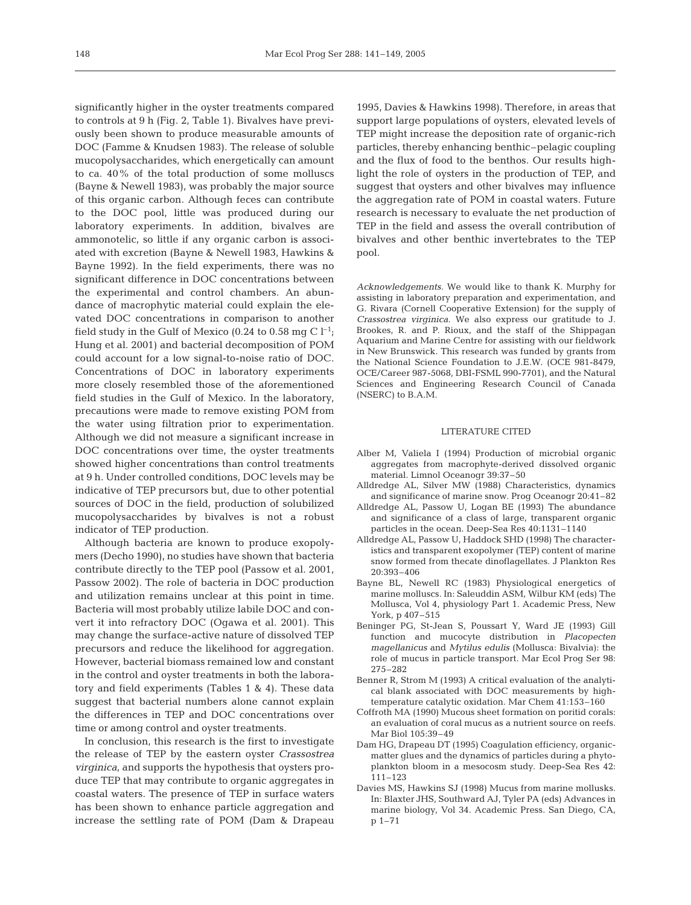significantly higher in the oyster treatments compared to controls at 9 h (Fig. 2, Table 1). Bivalves have previously been shown to produce measurable amounts of DOC (Famme & Knudsen 1983). The release of soluble mucopolysaccharides, which energetically can amount to ca. 40% of the total production of some molluscs (Bayne & Newell 1983), was probably the major source of this organic carbon. Although feces can contribute to the DOC pool, little was produced during our laboratory experiments. In addition, bivalves are ammonotelic, so little if any organic carbon is associated with excretion (Bayne & Newell 1983, Hawkins & Bayne 1992). In the field experiments, there was no significant difference in DOC concentrations between the experimental and control chambers. An abundance of macrophytic material could explain the elevated DOC concentrations in comparison to another field study in the Gulf of Mexico (0.24 to 0.58 mg C $l^{-1}$; Hung et al. 2001) and bacterial decomposition of POM could account for a low signal-to-noise ratio of DOC. Concentrations of DOC in laboratory experiments more closely resembled those of the aforementioned field studies in the Gulf of Mexico. In the laboratory, precautions were made to remove existing POM from the water using filtration prior to experimentation. Although we did not measure a significant increase in DOC concentrations over time, the oyster treatments showed higher concentrations than control treatments at 9 h. Under controlled conditions, DOC levels may be indicative of TEP precursors but, due to other potential sources of DOC in the field, production of solubilized mucopolysaccharides by bivalves is not a robust indicator of TEP production.

Although bacteria are known to produce exopolymers (Decho 1990), no studies have shown that bacteria contribute directly to the TEP pool (Passow et al. 2001, Passow 2002). The role of bacteria in DOC production and utilization remains unclear at this point in time. Bacteria will most probably utilize labile DOC and convert it into refractory DOC (Ogawa et al. 2001). This may change the surface-active nature of dissolved TEP precursors and reduce the likelihood for aggregation. However, bacterial biomass remained low and constant in the control and oyster treatments in both the laboratory and field experiments (Tables 1 & 4). These data suggest that bacterial numbers alone cannot explain the differences in TEP and DOC concentrations over time or among control and oyster treatments.

In conclusion, this research is the first to investigate the release of TEP by the eastern oyster *Crassostrea virginica*, and supports the hypothesis that oysters produce TEP that may contribute to organic aggregates in coastal waters. The presence of TEP in surface waters has been shown to enhance particle aggregation and increase the settling rate of POM (Dam & Drapeau 1995, Davies & Hawkins 1998). Therefore, in areas that support large populations of oysters, elevated levels of TEP might increase the deposition rate of organic-rich particles, thereby enhancing benthic–pelagic coupling and the flux of food to the benthos. Our results highlight the role of oysters in the production of TEP, and suggest that oysters and other bivalves may influence the aggregation rate of POM in coastal waters. Future research is necessary to evaluate the net production of TEP in the field and assess the overall contribution of bivalves and other benthic invertebrates to the TEP pool.

*Acknowledgements.* We would like to thank K. Murphy for assisting in laboratory preparation and experimentation, and G. Rivara (Cornell Cooperative Extension) for the supply of *Crassostrea virginica*. We also express our gratitude to J. Brookes, R. and P. Rioux, and the staff of the Shippagan Aquarium and Marine Centre for assisting with our fieldwork in New Brunswick. This research was funded by grants from the National Science Foundation to J.E.W. (OCE 981-8479, OCE/Career 987-5068, DBI-FSML 990-7701), and the Natural Sciences and Engineering Research Council of Canada (NSERC) to B.A.M.

## LITERATURE CITED

Alber M, Valiela I (1994) Production of microbial organic aggregates from macrophyte-derived dissolved organic material. Limnol Oceanogr 39:37–50

Alldredge AL, Silver MW (1988) Characteristics, dynamics and significance of marine snow. Prog Oceanogr 20:41–82

Alldredge AL, Passow U, Logan BE (1993) The abundance and significance of a class of large, transparent organic particles in the ocean. Deep-Sea Res 40:1131–1140

Alldredge AL, Passow U, Haddock SHD (1998) The characteristics and transparent exopolymer (TEP) content of marine snow formed from thecate dinoflagellates. J Plankton Res 20:393–406

Bayne BL, Newell RC (1983) Physiological energetics of marine molluscs. In: Saleuddin ASM, Wilbur KM (eds) The Mollusca, Vol 4, physiology Part 1. Academic Press, New York, p 407–515

Beninger PG, St-Jean S, Poussart Y, Ward JE (1993) Gill function and mucocyte distribution in *Placopecten magellanicus* and *Mytilus edulis* (Mollusca: Bivalvia): the role of mucus in particle transport. Mar Ecol Prog Ser 98: 275–282

Benner R, Strom M (1993) A critical evaluation of the analytical blank associated with DOC measurements by high-temperature catalytic oxidation. Mar Chem 41:153–160

Coffroth MA (1990) Mucous sheet formation on poritid corals: an evaluation of coral mucus as a nutrient source on reefs. Mar Biol 105:39–49

Dam HG, Drapeau DT (1995) Coagulation efficiency, organic-matter glues and the dynamics of particles during a phytoplankton bloom in a mesocosm study. Deep-Sea Res 42: 111–123

Davies MS, Hawkins SJ (1998) Mucus from marine mollusks. In: Blaxter JHS, Southward AJ, Tyler PA (eds) Advances in marine biology, Vol 34. Academic Press. San Diego, CA, p 1–71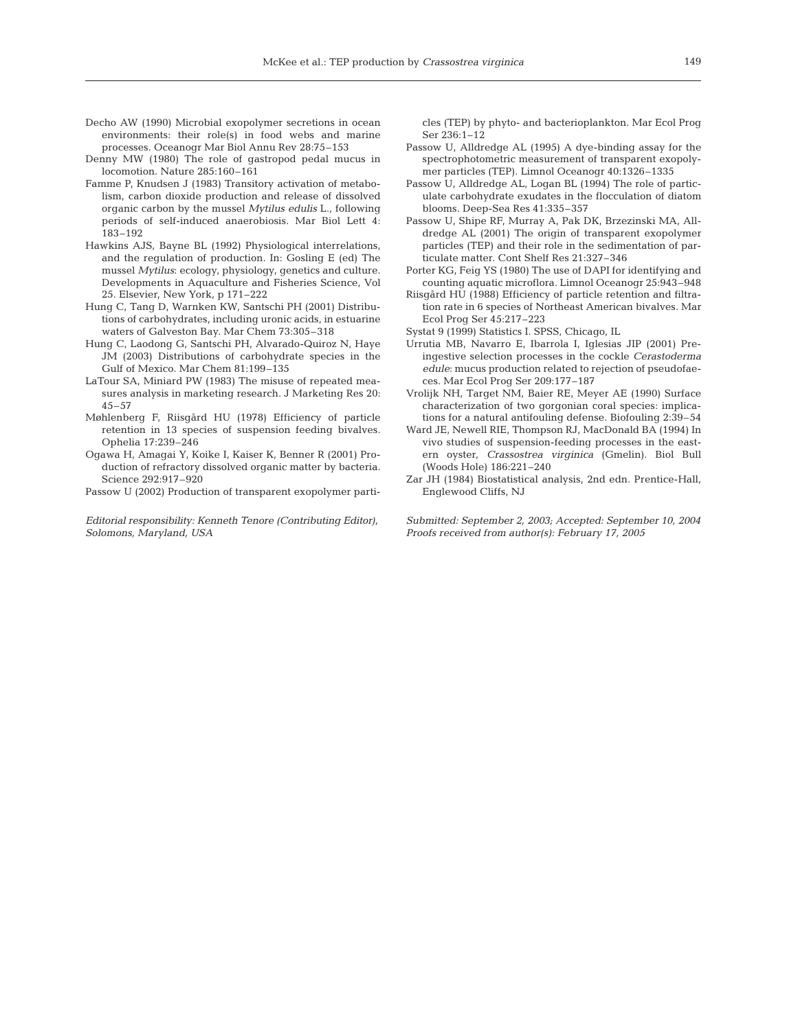Decho AW (1990) Microbial exopolymer secretions in ocean environments: their role(s) in food webs and marine processes. Oceanogr Mar Biol Annu Rev 28:75–153

Denny MW (1980) The role of gastropod pedal mucus in locomotion. Nature 285:160–161

Famme P, Knudsen J (1983) Transitory activation of metabolism, carbon dioxide production and release of dissolved organic carbon by the mussel *Mytilus edulis* L., following periods of self-induced anaerobiosis. Mar Biol Lett 4: 183–192

Hawkins AJS, Bayne BL (1992) Physiological interrelations, and the regulation of production. In: Gosling E (ed) The mussel *Mytilus*: ecology, physiology, genetics and culture. Developments in Aquaculture and Fisheries Science, Vol 25. Elsevier, New York, p 171–222

Hung C, Tang D, Warnken KW, Santschi PH (2001) Distributions of carbohydrates, including uronic acids, in estuarine waters of Galveston Bay. Mar Chem 73:305–318

Hung C, Laodong G, Santschi PH, Alvarado-Quiroz N, Haye JM (2003) Distributions of carbohydrate species in the Gulf of Mexico. Mar Chem 81:199–135

LaTour SA, Miniard PW (1983) The misuse of repeated measures analysis in marketing research. J Marketing Res 20: 45–57

Møhlenberg F, Riisgård HU (1978) Efficiency of particle retention in 13 species of suspension feeding bivalves. Ophelia 17:239–246

Ogawa H, Amagai Y, Koike I, Kaiser K, Benner R (2001) Production of refractory dissolved organic matter by bacteria. Science 292:917–920

Passow U (2002) Production of transparent exopolymer particles (TEP) by phyto- and bacterioplankton. Mar Ecol Prog Ser 236:1–12

Passow U, Alldredge AL (1995) A dye-binding assay for the spectrophotometric measurement of transparent exopolymer particles (TEP). Limnol Oceanogr 40:1326–1335

Passow U, Alldredge AL, Logan BL (1994) The role of particulate carbohydrate exudates in the flocculation of diatom blooms. Deep-Sea Res 41:335–357

Passow U, Shipe RF, Murray A, Pak DK, Brzezinski MA, Alldredge AL (2001) The origin of transparent exopolymer particles (TEP) and their role in the sedimentation of particulate matter. Cont Shelf Res 21:327–346

Porter KG, Feig YS (1980) The use of DAPI for identifying and counting aquatic microflora. Limnol Oceanogr 25:943–948

Riisgård HU (1988) Efficiency of particle retention and filtration rate in 6 species of Northeast American bivalves. Mar Ecol Prog Ser 45:217–223

Systat 9 (1999) Statistics I. SPSS, Chicago, IL

Urrutia MB, Navarro E, Ibarrola I, Iglesias JIP (2001) Preingestive selection processes in the cockle *Cerastoderma edule*: mucus production related to rejection of pseudofaeces. Mar Ecol Prog Ser 209:177–187

Vrolijk NH, Target NM, Baier RE, Meyer AE (1990) Surface characterization of two gorgonian coral species: implications for a natural antifouling defense. Biofouling 2:39–54

Ward JE, Newell RIE, Thompson RJ, MacDonald BA (1994) In vivo studies of suspension-feeding processes in the eastern oyster, *Crassostrea virginica* (Gmelin). Biol Bull (Woods Hole) 186:221–240

Zar JH (1984) Biostatistical analysis, 2nd edn. Prentice-Hall, Englewood Cliffs, NJ

*Editorial responsibility: Kenneth Tenore (Contributing Editor), Solomons, Maryland, USA*

*Submitted: September 2, 2003; Accepted: September 10, 2004*
*Proofs received from author(s): February 17, 2005*